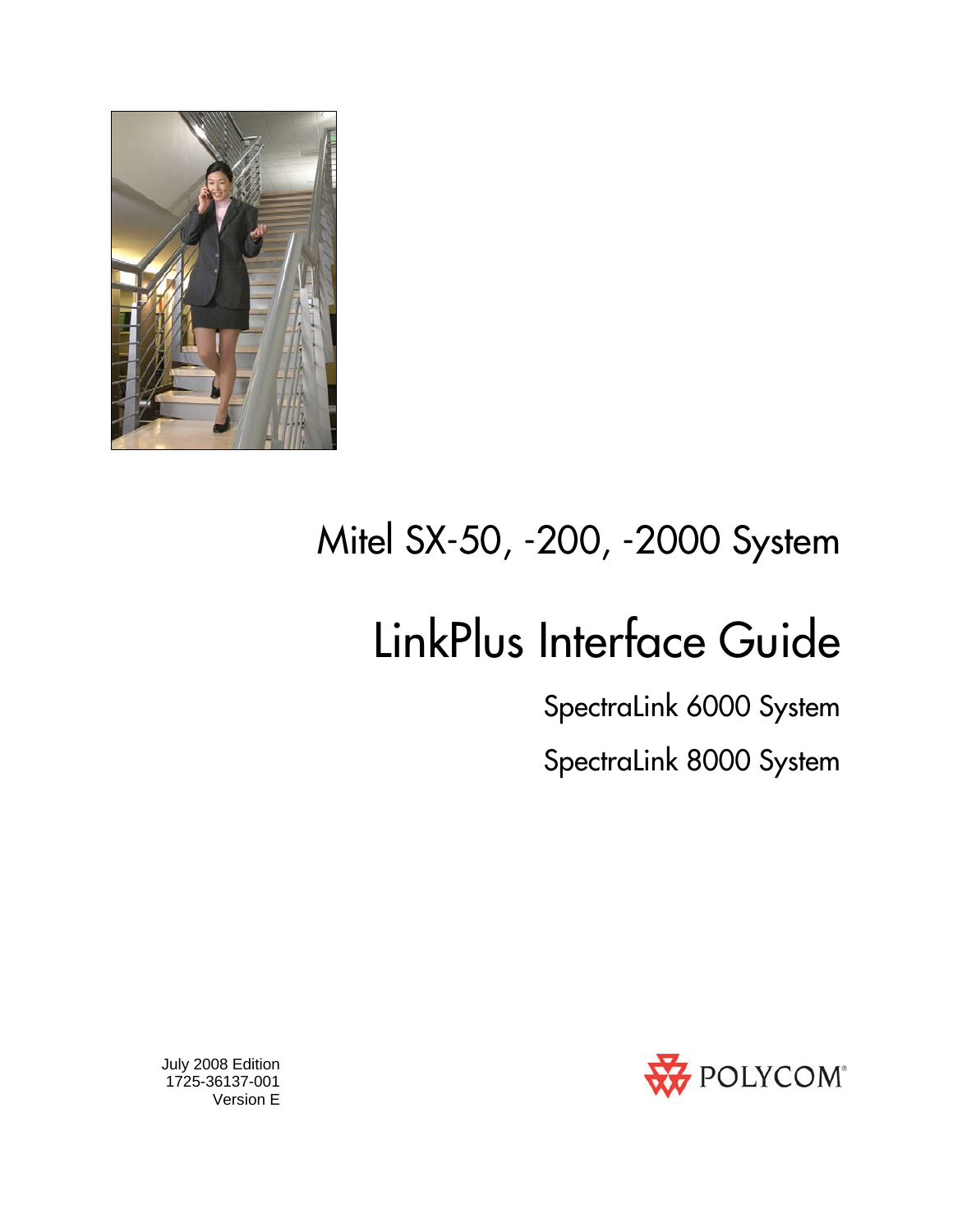Mitel SX-50, -200, -2000 System

# LinkPlus Interface Guide

SpectraLink 6000 System

SpectraLink 8000 System

July 2008 Edition
1725-36137-001
Version E

POLYCOM®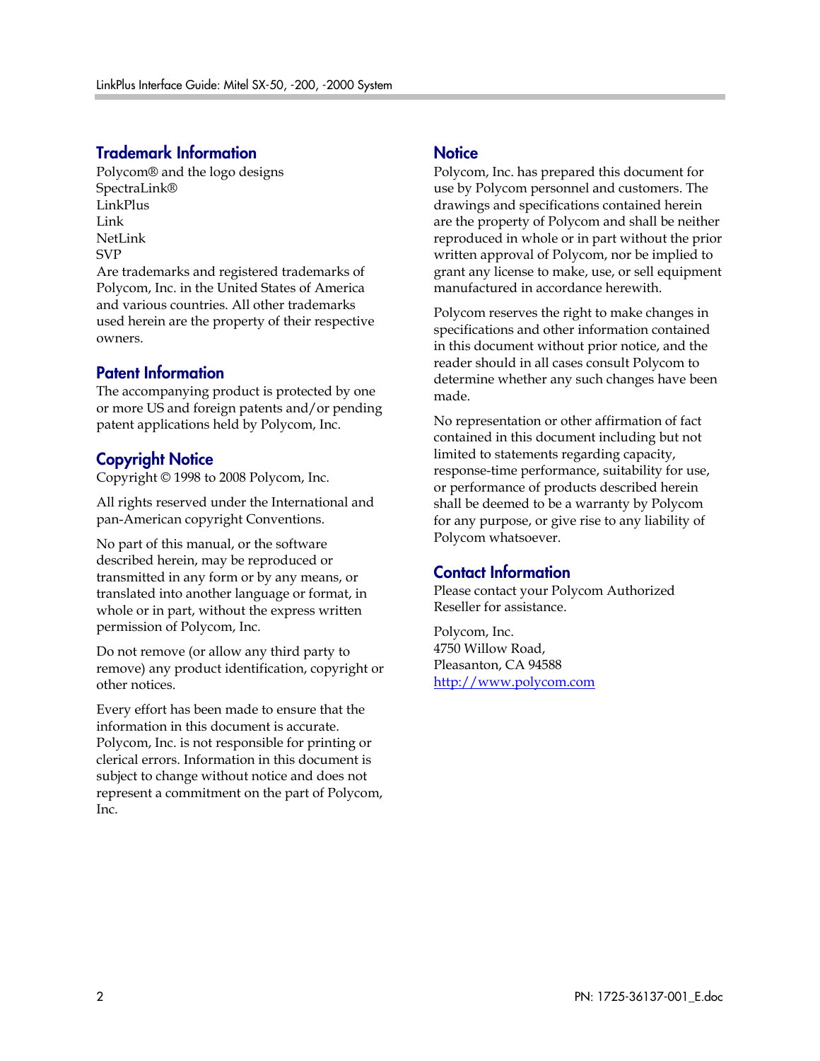## Trademark Information

Polycom® and the logo designs
SpectraLink®
LinkPlus
Link
NetLink
SVP
Are trademarks and registered trademarks of Polycom, Inc. in the United States of America and various countries. All other trademarks used herein are the property of their respective owners.

## Patent Information

The accompanying product is protected by one or more US and foreign patents and/or pending patent applications held by Polycom, Inc.

## Copyright Notice

Copyright © 1998 to 2008 Polycom, Inc.

All rights reserved under the International and pan-American copyright Conventions.

No part of this manual, or the software described herein, may be reproduced or transmitted in any form or by any means, or translated into another language or format, in whole or in part, without the express written permission of Polycom, Inc.

Do not remove (or allow any third party to remove) any product identification, copyright or other notices.

Every effort has been made to ensure that the information in this document is accurate. Polycom, Inc. is not responsible for printing or clerical errors. Information in this document is subject to change without notice and does not represent a commitment on the part of Polycom, Inc.

## Notice

Polycom, Inc. has prepared this document for use by Polycom personnel and customers. The drawings and specifications contained herein are the property of Polycom and shall be neither reproduced in whole or in part without the prior written approval of Polycom, nor be implied to grant any license to make, use, or sell equipment manufactured in accordance herewith.

Polycom reserves the right to make changes in specifications and other information contained in this document without prior notice, and the reader should in all cases consult Polycom to determine whether any such changes have been made.

No representation or other affirmation of fact contained in this document including but not limited to statements regarding capacity, response-time performance, suitability for use, or performance of products described herein shall be deemed to be a warranty by Polycom for any purpose, or give rise to any liability of Polycom whatsoever.

## Contact Information

Please contact your Polycom Authorized Reseller for assistance.

Polycom, Inc.
4750 Willow Road,
Pleasanton, CA 94588
http://www.polycom.com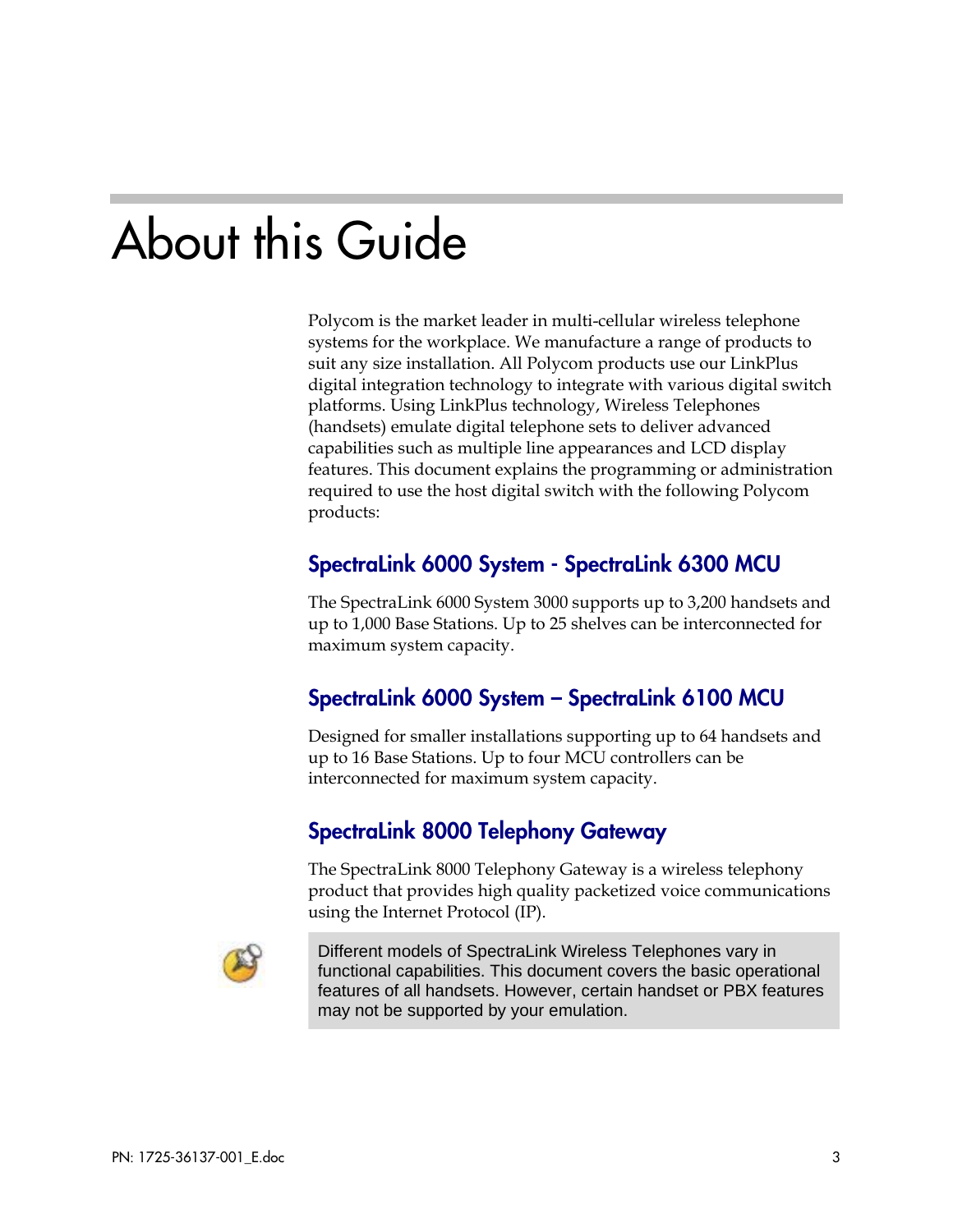# About this Guide

Polycom is the market leader in multi-cellular wireless telephone systems for the workplace. We manufacture a range of products to suit any size installation. All Polycom products use our LinkPlus digital integration technology to integrate with various digital switch platforms. Using LinkPlus technology, Wireless Telephones (handsets) emulate digital telephone sets to deliver advanced capabilities such as multiple line appearances and LCD display features. This document explains the programming or administration required to use the host digital switch with the following Polycom products:

## SpectraLink 6000 System - SpectraLink 6300 MCU

The SpectraLink 6000 System 3000 supports up to 3,200 handsets and up to 1,000 Base Stations. Up to 25 shelves can be interconnected for maximum system capacity.

## SpectraLink 6000 System – SpectraLink 6100 MCU

Designed for smaller installations supporting up to 64 handsets and up to 16 Base Stations. Up to four MCU controllers can be interconnected for maximum system capacity.

## SpectraLink 8000 Telephony Gateway

The SpectraLink 8000 Telephony Gateway is a wireless telephony product that provides high quality packetized voice communications using the Internet Protocol (IP).

> Different models of SpectraLink Wireless Telephones vary in functional capabilities. This document covers the basic operational features of all handsets. However, certain handset or PBX features may not be supported by your emulation.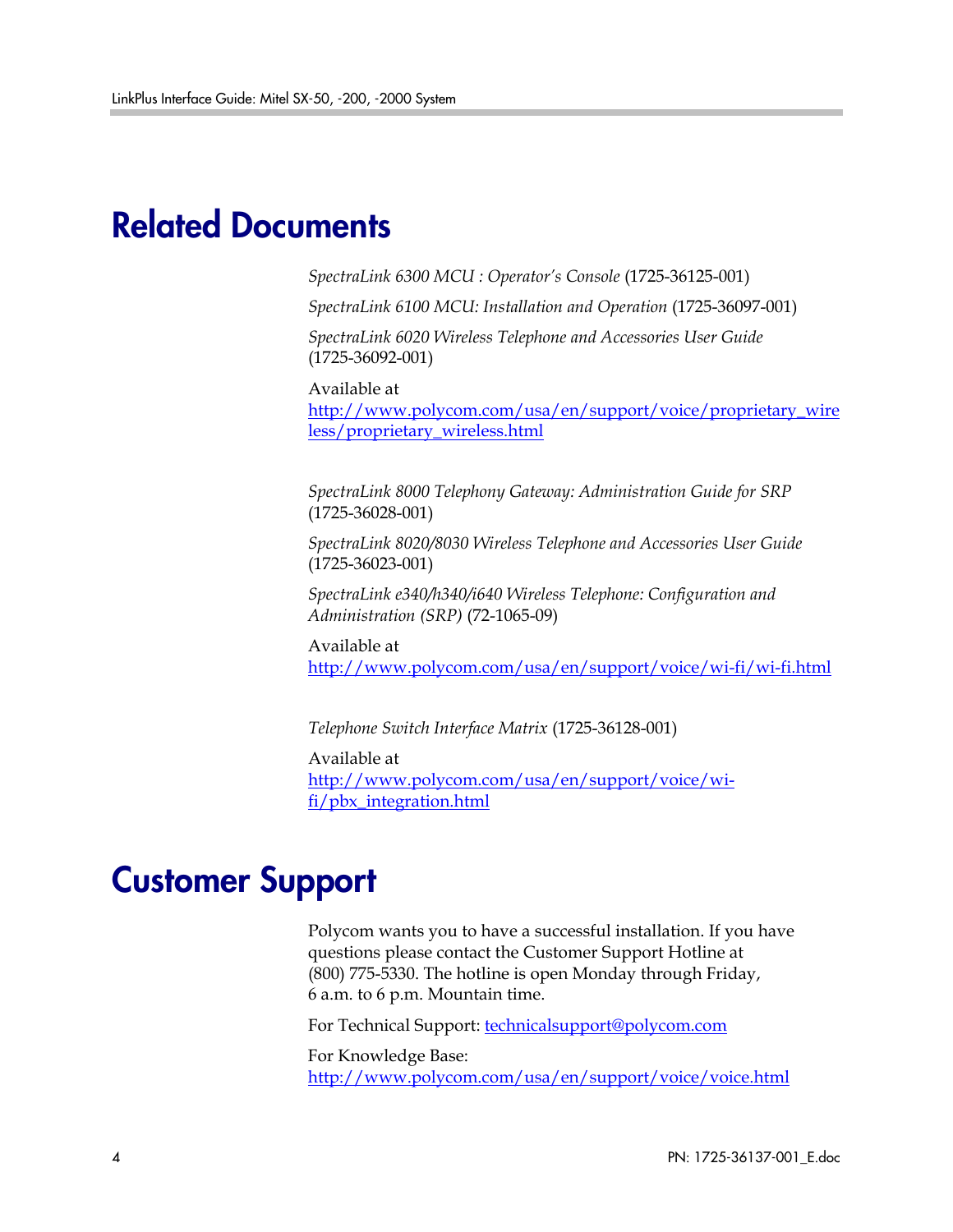# Related Documents

*SpectraLink 6300 MCU : Operator's Console* (1725-36125-001)

*SpectraLink 6100 MCU: Installation and Operation* (1725-36097-001)

*SpectraLink 6020 Wireless Telephone and Accessories User Guide* (1725-36092-001)

Available at
http://www.polycom.com/usa/en/support/voice/proprietary_wireless/proprietary_wireless.html

*SpectraLink 8000 Telephony Gateway: Administration Guide for SRP* (1725-36028-001)

*SpectraLink 8020/8030 Wireless Telephone and Accessories User Guide* (1725-36023-001)

*SpectraLink e340/h340/i640 Wireless Telephone: Configuration and Administration (SRP)* (72-1065-09)

Available at
http://www.polycom.com/usa/en/support/voice/wi-fi/wi-fi.html

*Telephone Switch Interface Matrix* (1725-36128-001)

Available at
http://www.polycom.com/usa/en/support/voice/wi-fi/pbx_integration.html

# Customer Support

Polycom wants you to have a successful installation. If you have questions please contact the Customer Support Hotline at (800) 775-5330. The hotline is open Monday through Friday, 6 a.m. to 6 p.m. Mountain time.

For Technical Support: technicalsupport@polycom.com

For Knowledge Base:
http://www.polycom.com/usa/en/support/voice/voice.html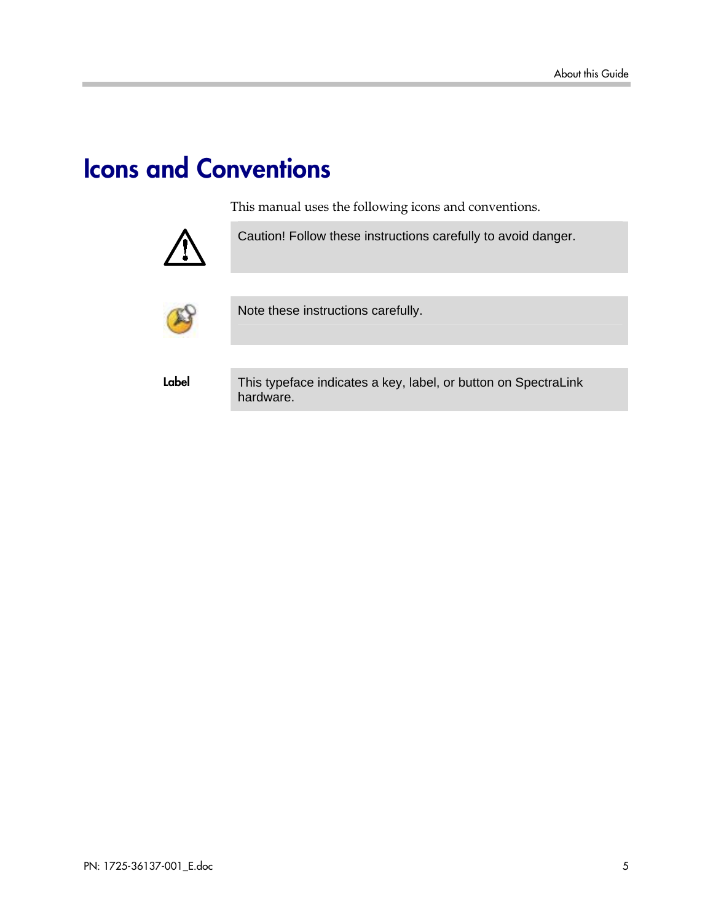# Icons and Conventions

This manual uses the following icons and conventions.

| | |
|---|---|
| | Caution! Follow these instructions carefully to avoid danger. |
| | Note these instructions carefully. |
| **Label** | This typeface indicates a key, label, or button on SpectraLink hardware. |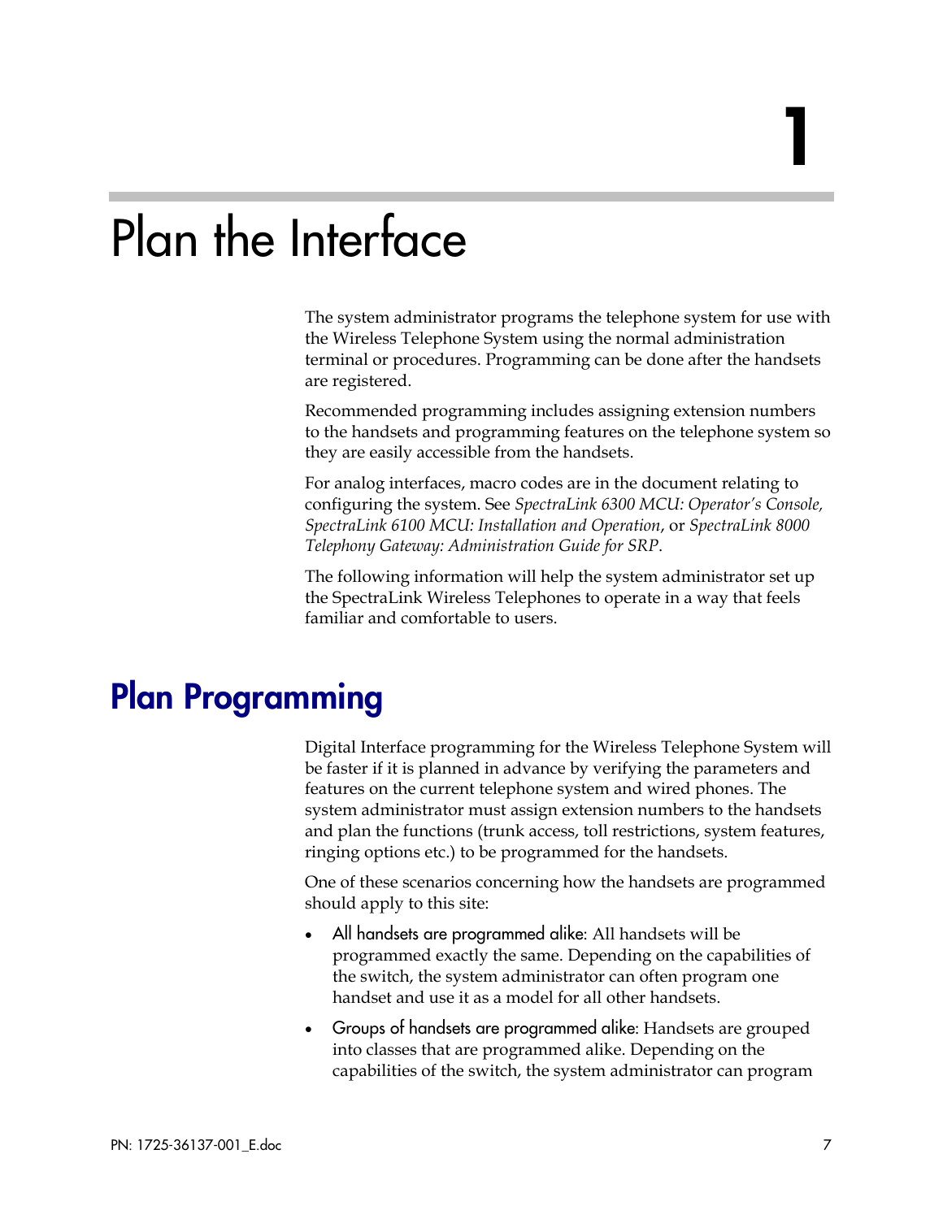# 1

# Plan the Interface

The system administrator programs the telephone system for use with the Wireless Telephone System using the normal administration terminal or procedures. Programming can be done after the handsets are registered.

Recommended programming includes assigning extension numbers to the handsets and programming features on the telephone system so they are easily accessible from the handsets.

For analog interfaces, macro codes are in the document relating to configuring the system. See *SpectraLink 6300 MCU: Operator's Console, SpectraLink 6100 MCU: Installation and Operation*, or *SpectraLink 8000 Telephony Gateway: Administration Guide for SRP*.

The following information will help the system administrator set up the SpectraLink Wireless Telephones to operate in a way that feels familiar and comfortable to users.

## Plan Programming

Digital Interface programming for the Wireless Telephone System will be faster if it is planned in advance by verifying the parameters and features on the current telephone system and wired phones. The system administrator must assign extension numbers to the handsets and plan the functions (trunk access, toll restrictions, system features, ringing options etc.) to be programmed for the handsets.

One of these scenarios concerning how the handsets are programmed should apply to this site:

- All handsets are programmed alike: All handsets will be programmed exactly the same. Depending on the capabilities of the switch, the system administrator can often program one handset and use it as a model for all other handsets.
- Groups of handsets are programmed alike: Handsets are grouped into classes that are programmed alike. Depending on the capabilities of the switch, the system administrator can program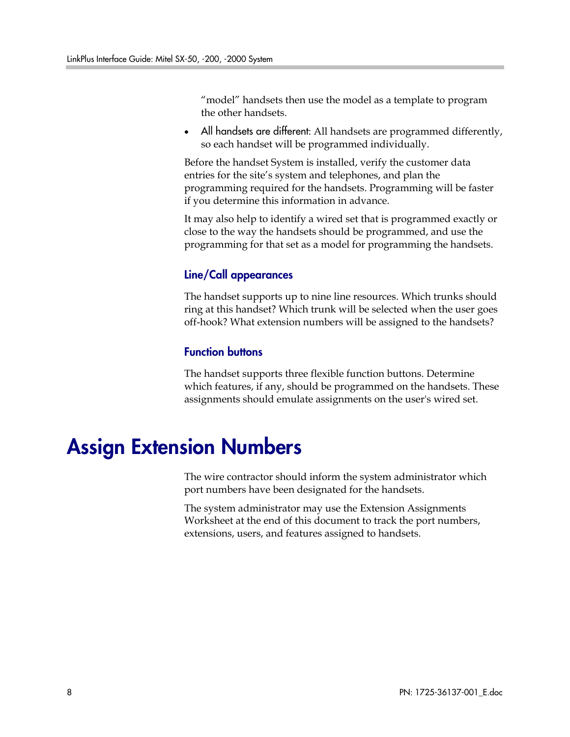"model" handsets then use the model as a template to program the other handsets.

- All handsets are different: All handsets are programmed differently, so each handset will be programmed individually.

Before the handset System is installed, verify the customer data entries for the site's system and telephones, and plan the programming required for the handsets. Programming will be faster if you determine this information in advance.

It may also help to identify a wired set that is programmed exactly or close to the way the handsets should be programmed, and use the programming for that set as a model for programming the handsets.

### Line/Call appearances

The handset supports up to nine line resources. Which trunks should ring at this handset? Which trunk will be selected when the user goes off-hook? What extension numbers will be assigned to the handsets?

### Function buttons

The handset supports three flexible function buttons. Determine which features, if any, should be programmed on the handsets. These assignments should emulate assignments on the user's wired set.

# Assign Extension Numbers

The wire contractor should inform the system administrator which port numbers have been designated for the handsets.

The system administrator may use the Extension Assignments Worksheet at the end of this document to track the port numbers, extensions, users, and features assigned to handsets.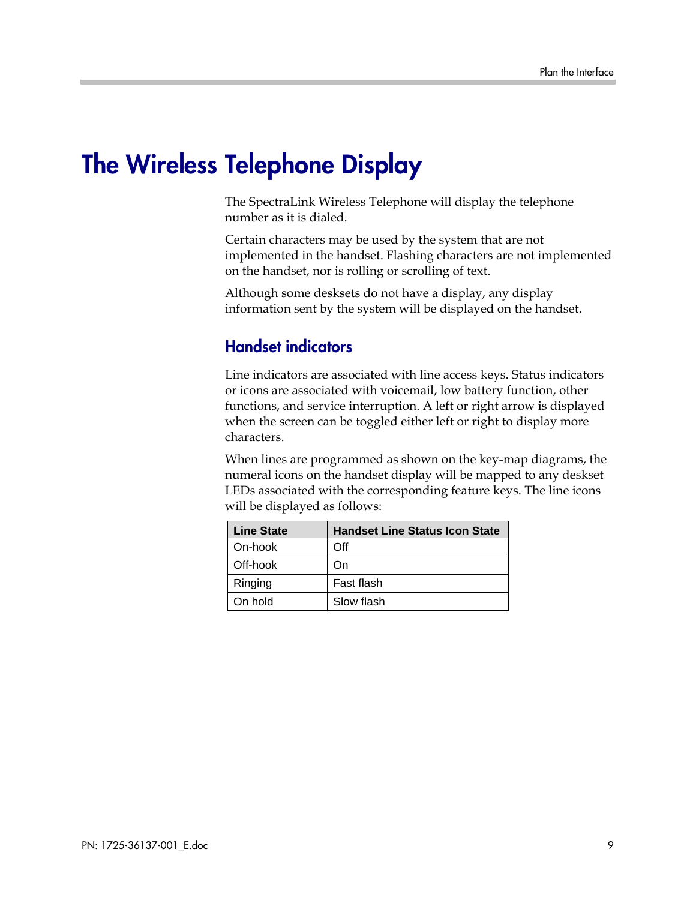# The Wireless Telephone Display

The SpectraLink Wireless Telephone will display the telephone number as it is dialed.

Certain characters may be used by the system that are not implemented in the handset. Flashing characters are not implemented on the handset, nor is rolling or scrolling of text.

Although some desksets do not have a display, any display information sent by the system will be displayed on the handset.

## Handset indicators

Line indicators are associated with line access keys. Status indicators or icons are associated with voicemail, low battery function, other functions, and service interruption. A left or right arrow is displayed when the screen can be toggled either left or right to display more characters.

When lines are programmed as shown on the key-map diagrams, the numeral icons on the handset display will be mapped to any deskset LEDs associated with the corresponding feature keys. The line icons will be displayed as follows:

| Line State | Handset Line Status Icon State |
|---|---|
| On-hook | Off |
| Off-hook | On |
| Ringing | Fast flash |
| On hold | Slow flash |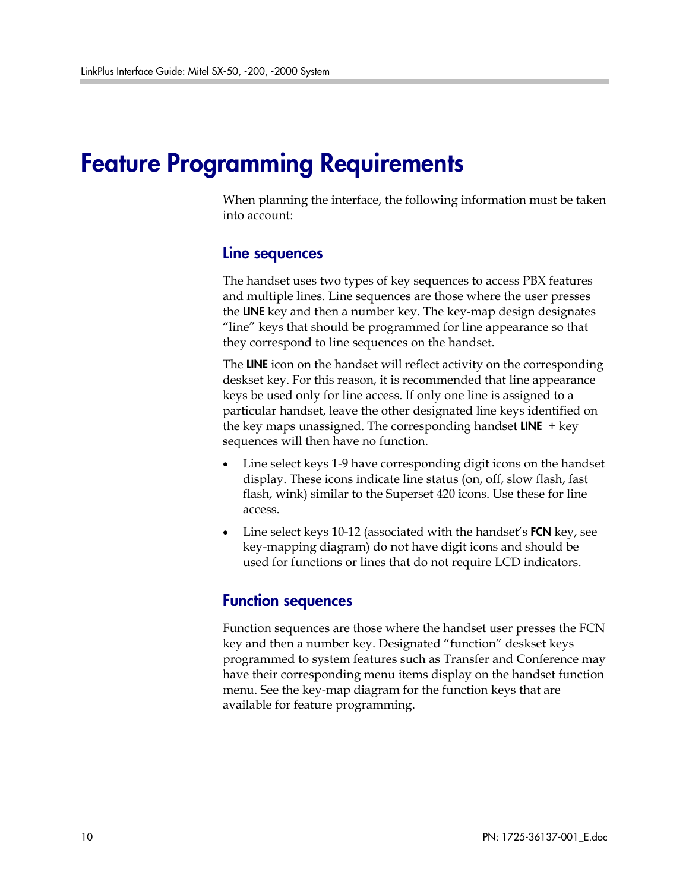# Feature Programming Requirements

When planning the interface, the following information must be taken into account:

## Line sequences

The handset uses two types of key sequences to access PBX features and multiple lines. Line sequences are those where the user presses the **LINE** key and then a number key. The key-map design designates "line" keys that should be programmed for line appearance so that they correspond to line sequences on the handset.

The **LINE** icon on the handset will reflect activity on the corresponding deskset key. For this reason, it is recommended that line appearance keys be used only for line access. If only one line is assigned to a particular handset, leave the other designated line keys identified on the key maps unassigned. The corresponding handset **LINE** + key sequences will then have no function.

- Line select keys 1-9 have corresponding digit icons on the handset display. These icons indicate line status (on, off, slow flash, fast flash, wink) similar to the Superset 420 icons. Use these for line access.
- Line select keys 10-12 (associated with the handset's **FCN** key, see key-mapping diagram) do not have digit icons and should be used for functions or lines that do not require LCD indicators.

## Function sequences

Function sequences are those where the handset user presses the FCN key and then a number key. Designated "function" deskset keys programmed to system features such as Transfer and Conference may have their corresponding menu items display on the handset function menu. See the key-map diagram for the function keys that are available for feature programming.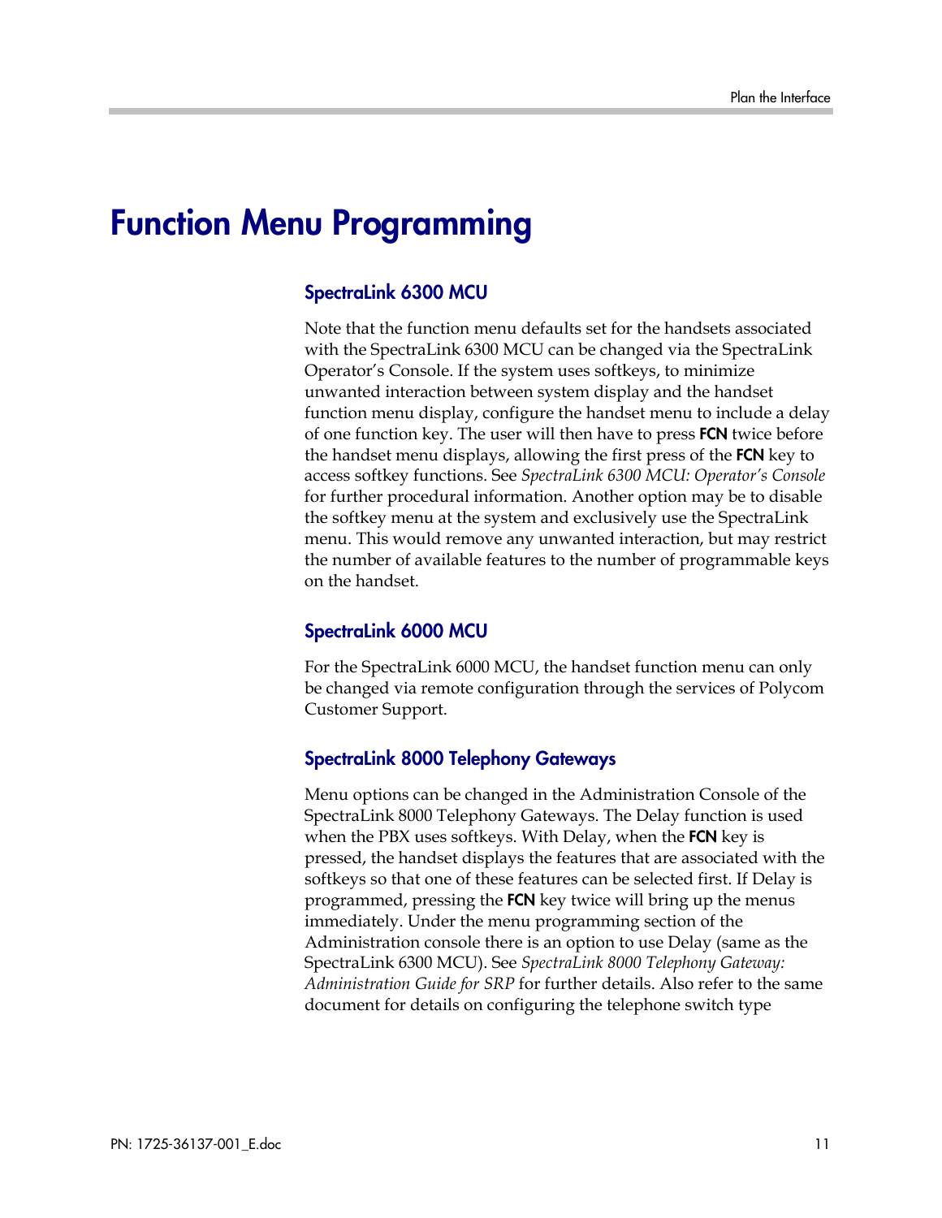# Function Menu Programming

## SpectraLink 6300 MCU

Note that the function menu defaults set for the handsets associated with the SpectraLink 6300 MCU can be changed via the SpectraLink Operator's Console. If the system uses softkeys, to minimize unwanted interaction between system display and the handset function menu display, configure the handset menu to include a delay of one function key. The user will then have to press **FCN** twice before the handset menu displays, allowing the first press of the **FCN** key to access softkey functions. See *SpectraLink 6300 MCU: Operator's Console* for further procedural information. Another option may be to disable the softkey menu at the system and exclusively use the SpectraLink menu. This would remove any unwanted interaction, but may restrict the number of available features to the number of programmable keys on the handset.

## SpectraLink 6000 MCU

For the SpectraLink 6000 MCU, the handset function menu can only be changed via remote configuration through the services of Polycom Customer Support.

## SpectraLink 8000 Telephony Gateways

Menu options can be changed in the Administration Console of the SpectraLink 8000 Telephony Gateways. The Delay function is used when the PBX uses softkeys. With Delay, when the **FCN** key is pressed, the handset displays the features that are associated with the softkeys so that one of these features can be selected first. If Delay is programmed, pressing the **FCN** key twice will bring up the menus immediately. Under the menu programming section of the Administration console there is an option to use Delay (same as the SpectraLink 6300 MCU). See *SpectraLink 8000 Telephony Gateway: Administration Guide for SRP* for further details. Also refer to the same document for details on configuring the telephone switch type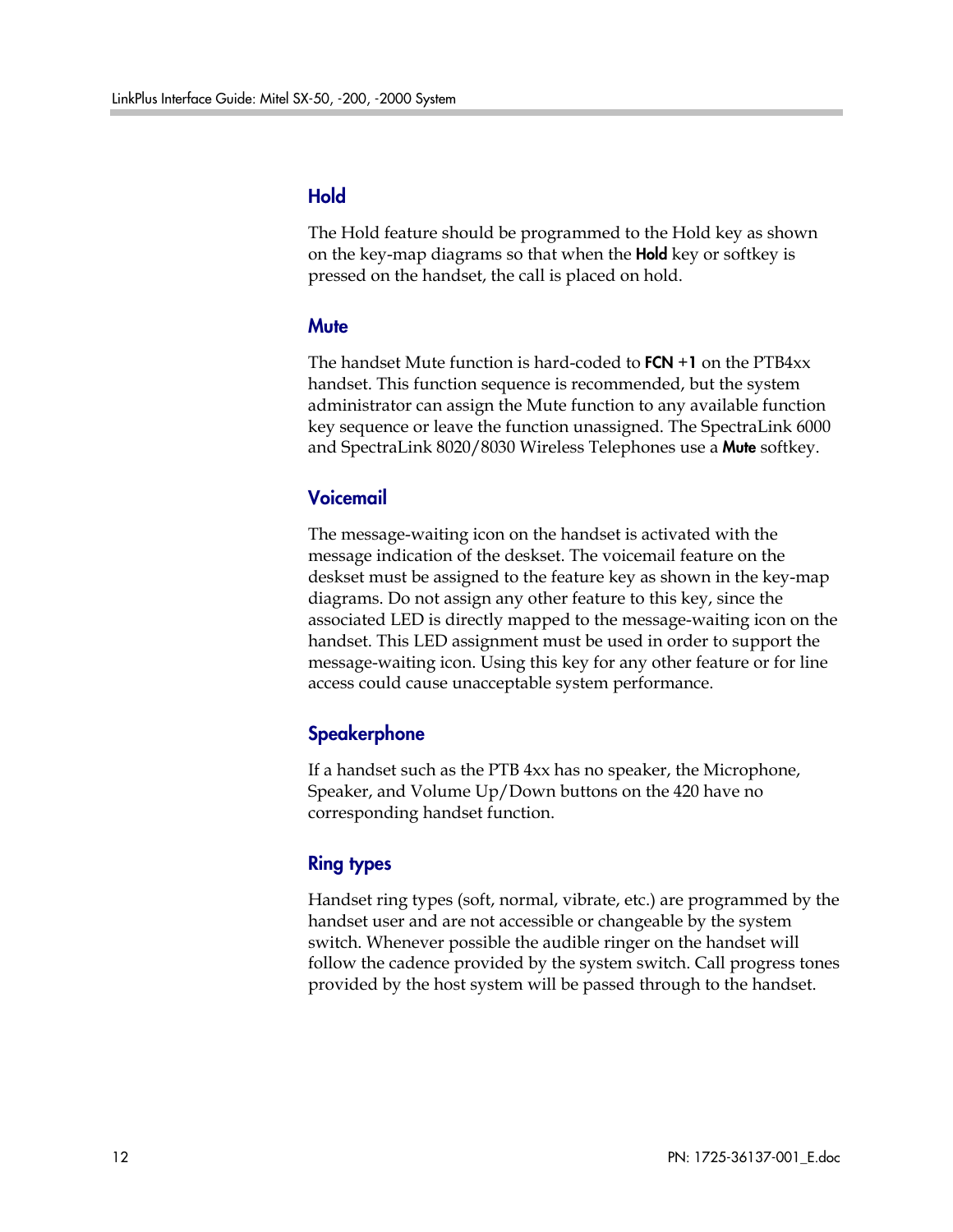### Hold

The Hold feature should be programmed to the Hold key as shown on the key-map diagrams so that when the **Hold** key or softkey is pressed on the handset, the call is placed on hold.

### Mute

The handset Mute function is hard-coded to **FCN +1** on the PTB4xx handset. This function sequence is recommended, but the system administrator can assign the Mute function to any available function key sequence or leave the function unassigned. The SpectraLink 6000 and SpectraLink 8020/8030 Wireless Telephones use a **Mute** softkey.

### Voicemail

The message-waiting icon on the handset is activated with the message indication of the deskset. The voicemail feature on the deskset must be assigned to the feature key as shown in the key-map diagrams. Do not assign any other feature to this key, since the associated LED is directly mapped to the message-waiting icon on the handset. This LED assignment must be used in order to support the message-waiting icon. Using this key for any other feature or for line access could cause unacceptable system performance.

### Speakerphone

If a handset such as the PTB 4xx has no speaker, the Microphone, Speaker, and Volume Up/Down buttons on the 420 have no corresponding handset function.

### Ring types

Handset ring types (soft, normal, vibrate, etc.) are programmed by the handset user and are not accessible or changeable by the system switch. Whenever possible the audible ringer on the handset will follow the cadence provided by the system switch. Call progress tones provided by the host system will be passed through to the handset.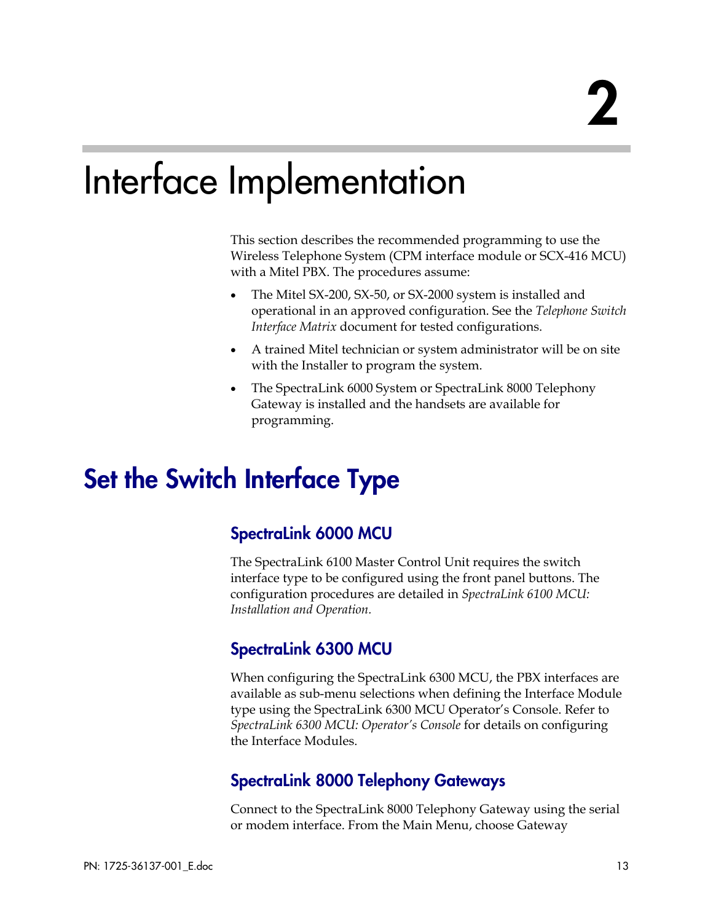# 2

# Interface Implementation

This section describes the recommended programming to use the Wireless Telephone System (CPM interface module or SCX-416 MCU) with a Mitel PBX. The procedures assume:

- The Mitel SX-200, SX-50, or SX-2000 system is installed and operational in an approved configuration. See the *Telephone Switch Interface Matrix* document for tested configurations.
- A trained Mitel technician or system administrator will be on site with the Installer to program the system.
- The SpectraLink 6000 System or SpectraLink 8000 Telephony Gateway is installed and the handsets are available for programming.

## Set the Switch Interface Type

### SpectraLink 6000 MCU

The SpectraLink 6100 Master Control Unit requires the switch interface type to be configured using the front panel buttons. The configuration procedures are detailed in *SpectraLink 6100 MCU: Installation and Operation.*

### SpectraLink 6300 MCU

When configuring the SpectraLink 6300 MCU, the PBX interfaces are available as sub-menu selections when defining the Interface Module type using the SpectraLink 6300 MCU Operator's Console. Refer to *SpectraLink 6300 MCU: Operator's Console* for details on configuring the Interface Modules.

### SpectraLink 8000 Telephony Gateways

Connect to the SpectraLink 8000 Telephony Gateway using the serial or modem interface. From the Main Menu, choose Gateway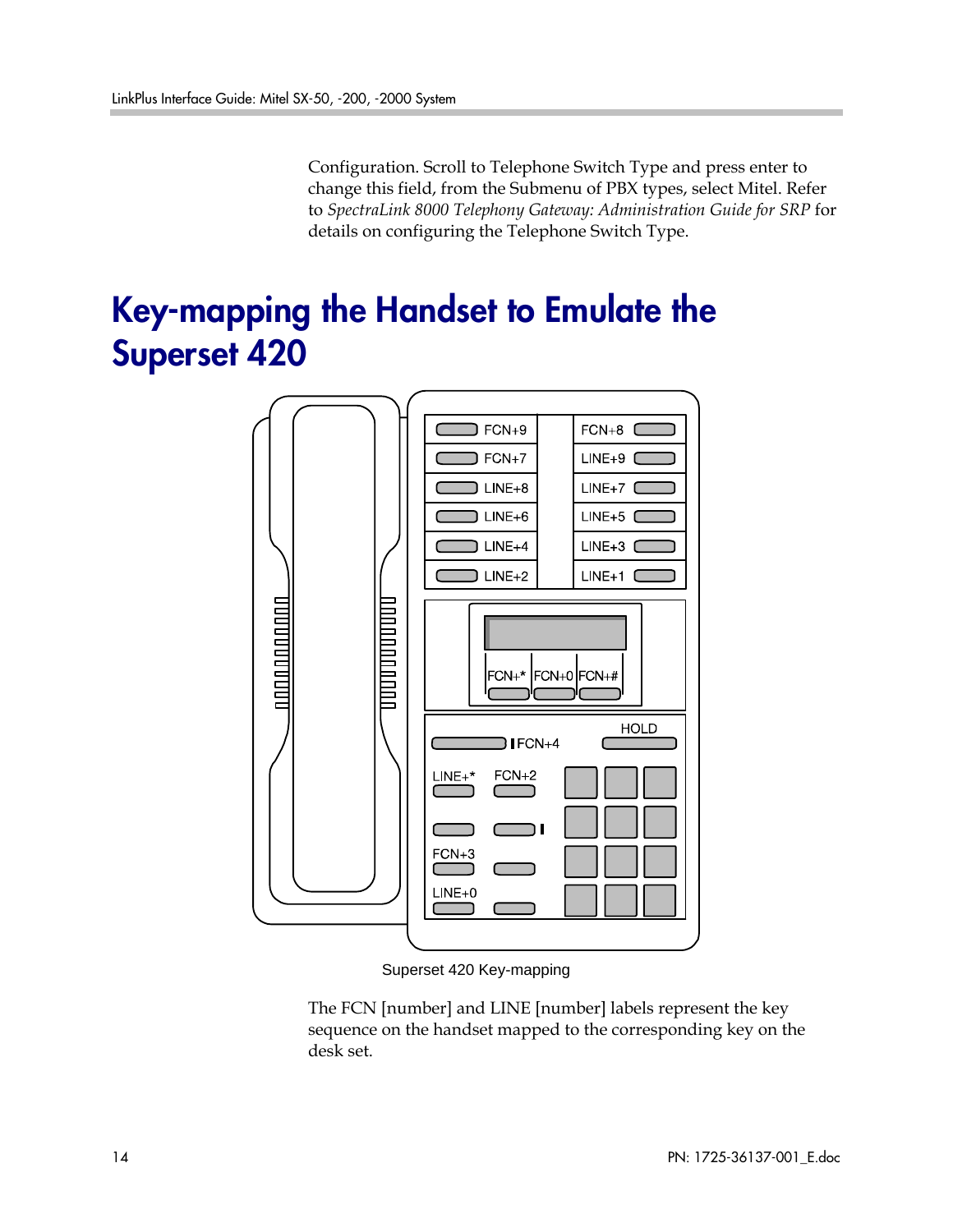Configuration. Scroll to Telephone Switch Type and press enter to change this field, from the Submenu of PBX types, select Mitel. Refer to *SpectraLink 8000 Telephony Gateway: Administration Guide for SRP* for details on configuring the Telephone Switch Type.

# Key-mapping the Handset to Emulate the Superset 420

Superset 420 Key-mapping

The FCN [number] and LINE [number] labels represent the key sequence on the handset mapped to the corresponding key on the desk set.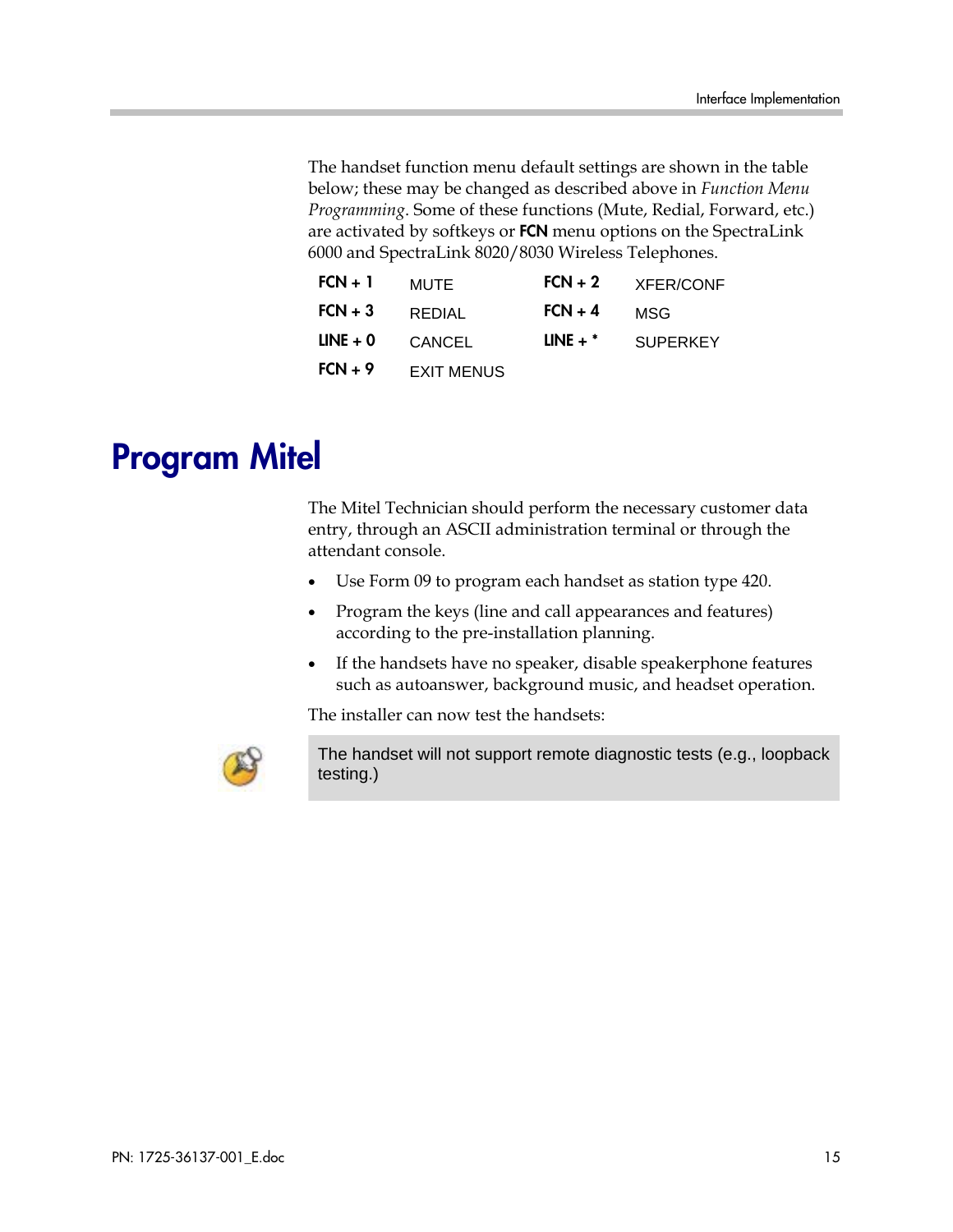The handset function menu default settings are shown in the table below; these may be changed as described above in *Function Menu Programming*. Some of these functions (Mute, Redial, Forward, etc.) are activated by softkeys or **FCN** menu options on the SpectraLink 6000 and SpectraLink 8020/8030 Wireless Telephones.

| | | | |
|---|---|---|---|
| **FCN + 1** | MUTE | **FCN + 2** | XFER/CONF |
| **FCN + 3** | REDIAL | **FCN + 4** | MSG |
| **LINE + 0** | CANCEL | **LINE + *** | SUPERKEY |
| **FCN + 9** | EXIT MENUS | | |

# Program Mitel

The Mitel Technician should perform the necessary customer data entry, through an ASCII administration terminal or through the attendant console.

- Use Form 09 to program each handset as station type 420.
- Program the keys (line and call appearances and features) according to the pre-installation planning.
- If the handsets have no speaker, disable speakerphone features such as autoanswer, background music, and headset operation.

The installer can now test the handsets:

> The handset will not support remote diagnostic tests (e.g., loopback testing.)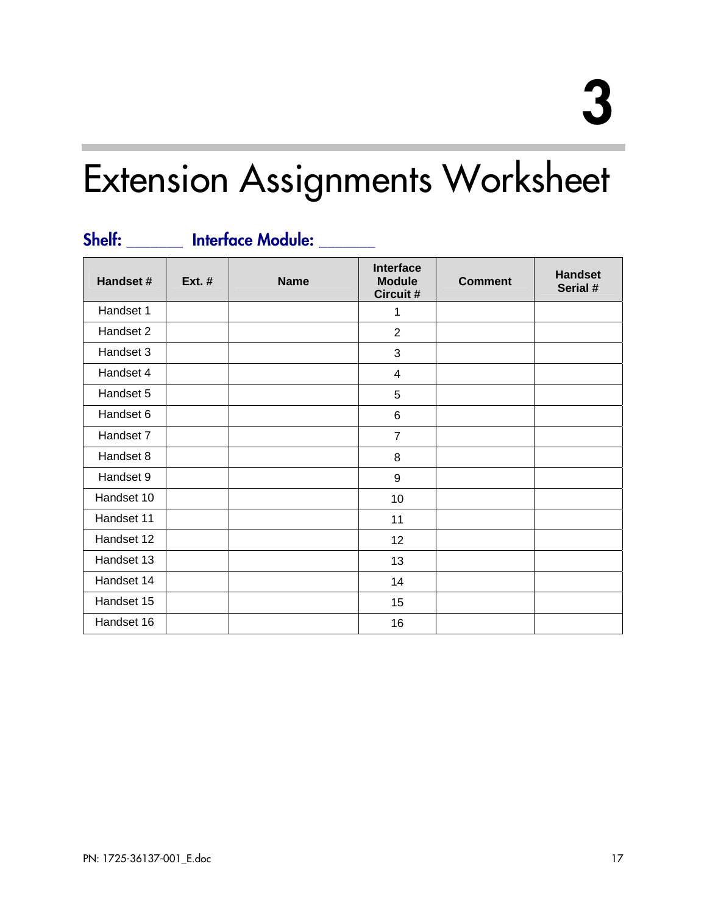# 3

# Extension Assignments Worksheet

## Shelf: ______ Interface Module: ______

| Handset # | Ext. # | Name | Interface Module Circuit # | Comment | Handset Serial # |
|---|---|---|---|---|---|
| Handset 1 | | | 1 | | |
| Handset 2 | | | 2 | | |
| Handset 3 | | | 3 | | |
| Handset 4 | | | 4 | | |
| Handset 5 | | | 5 | | |
| Handset 6 | | | 6 | | |
| Handset 7 | | | 7 | | |
| Handset 8 | | | 8 | | |
| Handset 9 | | | 9 | | |
| Handset 10 | | | 10 | | |
| Handset 11 | | | 11 | | |
| Handset 12 | | | 12 | | |
| Handset 13 | | | 13 | | |
| Handset 14 | | | 14 | | |
| Handset 15 | | | 15 | | |
| Handset 16 | | | 16 | | |

PN: 1725-36137-001_E.doc